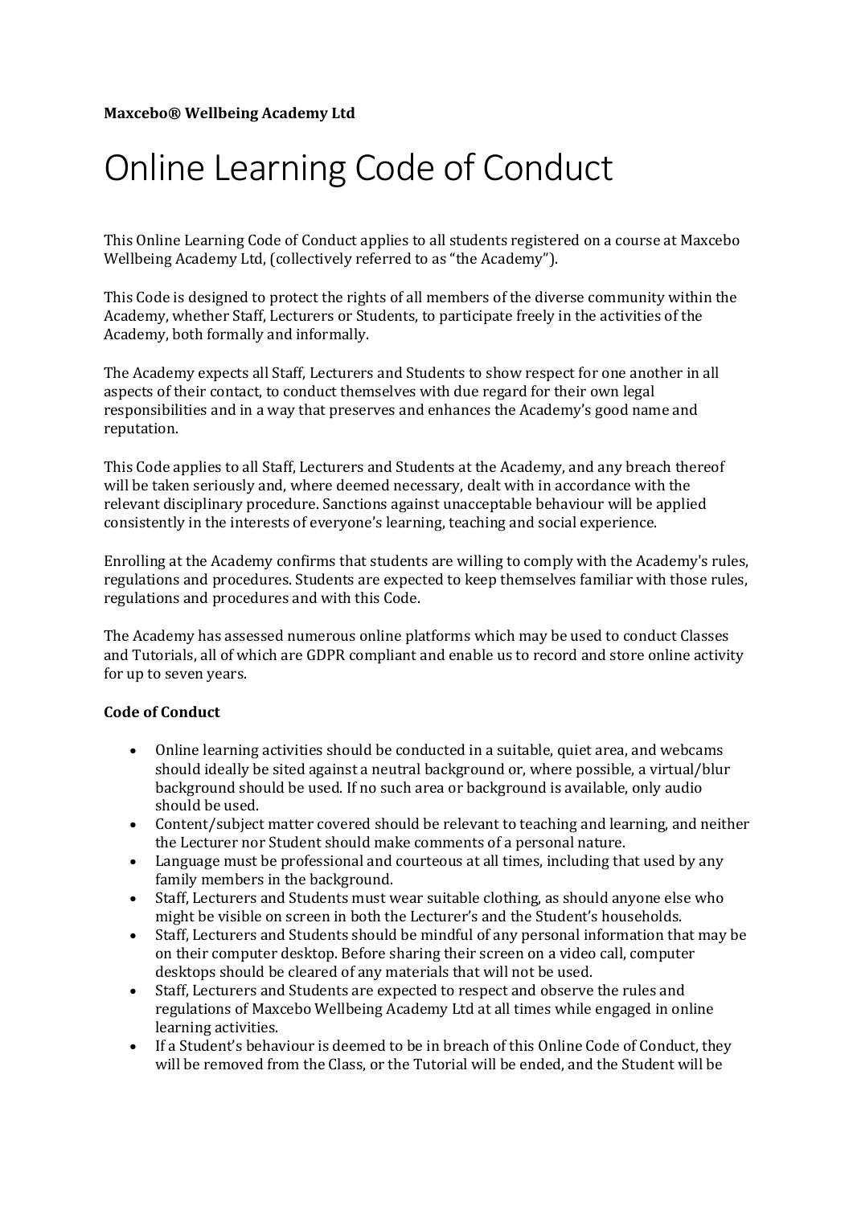**Maxcebo® Wellbeing Academy Ltd**

# Online Learning Code of Conduct

This Online Learning Code of Conduct applies to all students registered on a course at Maxcebo Wellbeing Academy Ltd, (collectively referred to as "the Academy").

This Code is designed to protect the rights of all members of the diverse community within the Academy, whether Staff, Lecturers or Students, to participate freely in the activities of the Academy, both formally and informally.

The Academy expects all Staff, Lecturers and Students to show respect for one another in all aspects of their contact, to conduct themselves with due regard for their own legal responsibilities and in a way that preserves and enhances the Academy's good name and reputation.

This Code applies to all Staff, Lecturers and Students at the Academy, and any breach thereof will be taken seriously and, where deemed necessary, dealt with in accordance with the relevant disciplinary procedure. Sanctions against unacceptable behaviour will be applied consistently in the interests of everyone's learning, teaching and social experience.

Enrolling at the Academy confirms that students are willing to comply with the Academy's rules, regulations and procedures. Students are expected to keep themselves familiar with those rules, regulations and procedures and with this Code.

The Academy has assessed numerous online platforms which may be used to conduct Classes and Tutorials, all of which are GDPR compliant and enable us to record and store online activity for up to seven years.

**Code of Conduct**

- Online learning activities should be conducted in a suitable, quiet area, and webcams should ideally be sited against a neutral background or, where possible, a virtual/blur background should be used. If no such area or background is available, only audio should be used.
- Content/subject matter covered should be relevant to teaching and learning, and neither the Lecturer nor Student should make comments of a personal nature.
- Language must be professional and courteous at all times, including that used by any family members in the background.
- Staff, Lecturers and Students must wear suitable clothing, as should anyone else who might be visible on screen in both the Lecturer's and the Student's households.
- Staff, Lecturers and Students should be mindful of any personal information that may be on their computer desktop. Before sharing their screen on a video call, computer desktops should be cleared of any materials that will not be used.
- Staff, Lecturers and Students are expected to respect and observe the rules and regulations of Maxcebo Wellbeing Academy Ltd at all times while engaged in online learning activities.
- If a Student's behaviour is deemed to be in breach of this Online Code of Conduct, they will be removed from the Class, or the Tutorial will be ended, and the Student will be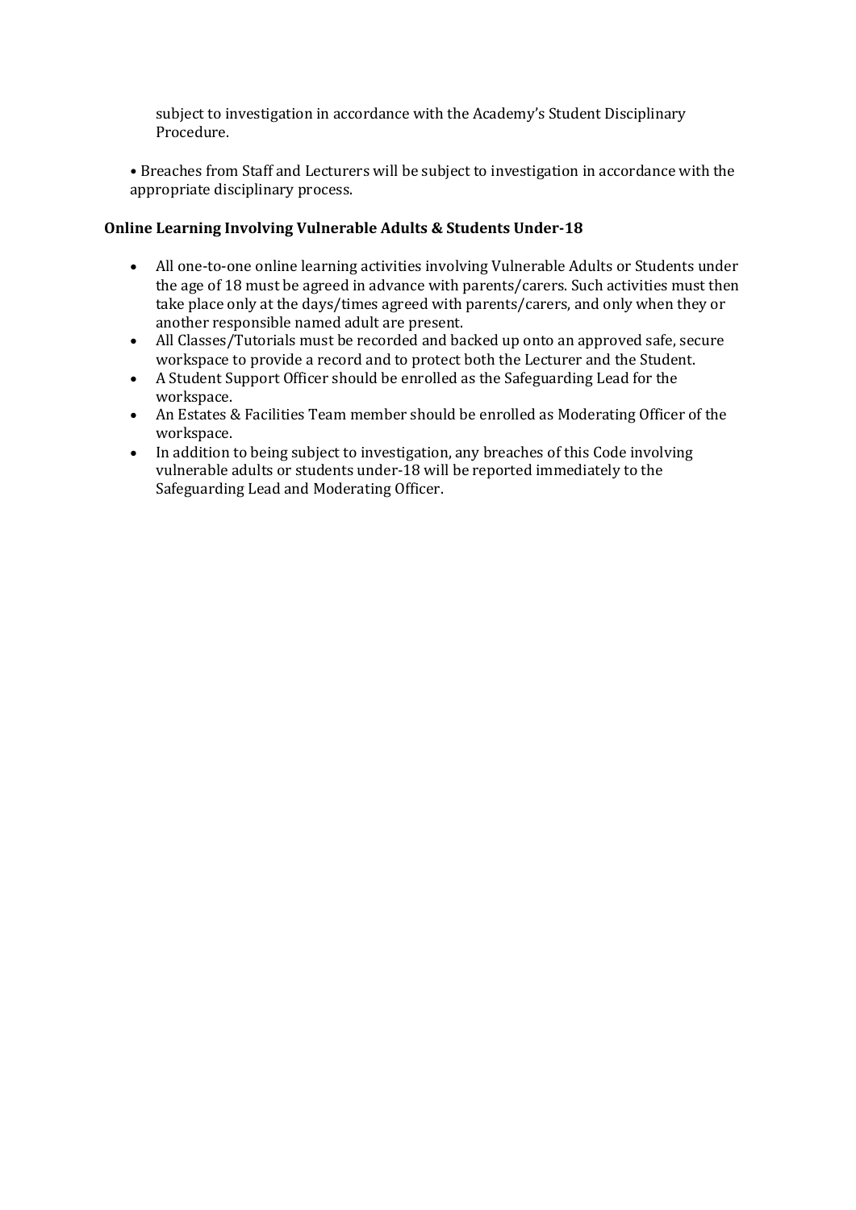subject to investigation in accordance with the Academy's Student Disciplinary Procedure.

• Breaches from Staff and Lecturers will be subject to investigation in accordance with the appropriate disciplinary process.

**Online Learning Involving Vulnerable Adults & Students Under-18**

- All one-to-one online learning activities involving Vulnerable Adults or Students under the age of 18 must be agreed in advance with parents/carers. Such activities must then take place only at the days/times agreed with parents/carers, and only when they or another responsible named adult are present.
- All Classes/Tutorials must be recorded and backed up onto an approved safe, secure workspace to provide a record and to protect both the Lecturer and the Student.
- A Student Support Officer should be enrolled as the Safeguarding Lead for the workspace.
- An Estates & Facilities Team member should be enrolled as Moderating Officer of the workspace.
- In addition to being subject to investigation, any breaches of this Code involving vulnerable adults or students under-18 will be reported immediately to the Safeguarding Lead and Moderating Officer.